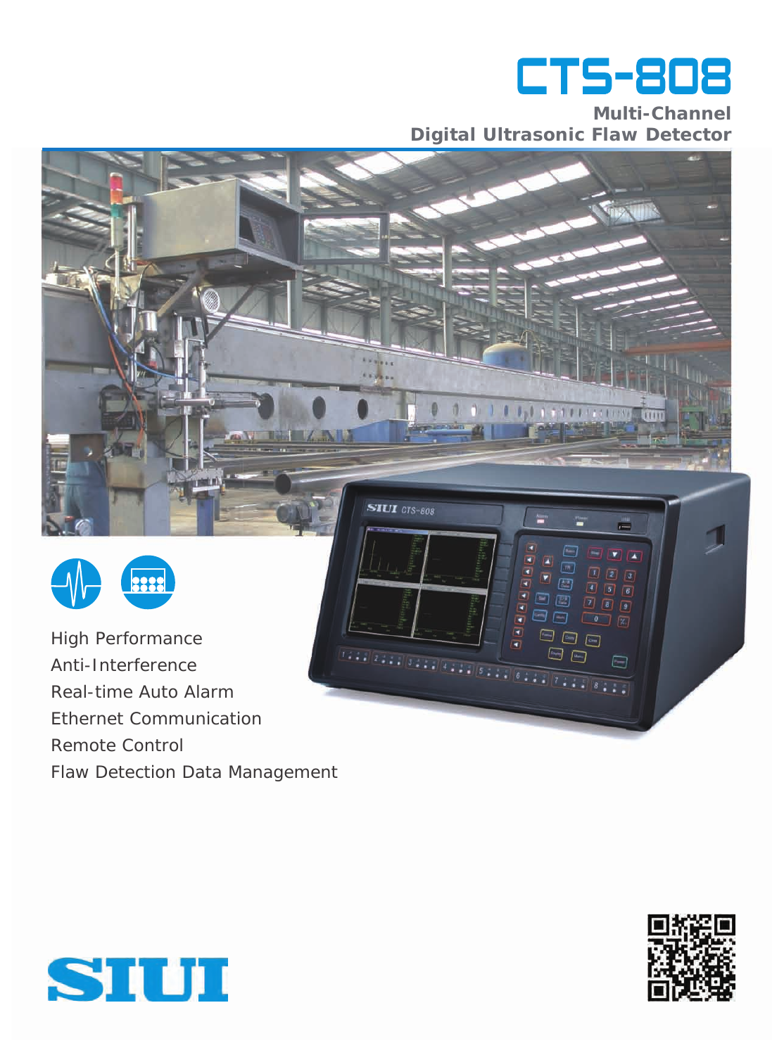# CTS-808

## Multi-Channel
## Digital Ultrasonic Flaw Detector

High Performance
Anti-Interference
Real-time Auto Alarm
Ethernet Communication
Remote Control
Flaw Detection Data Management

SIUI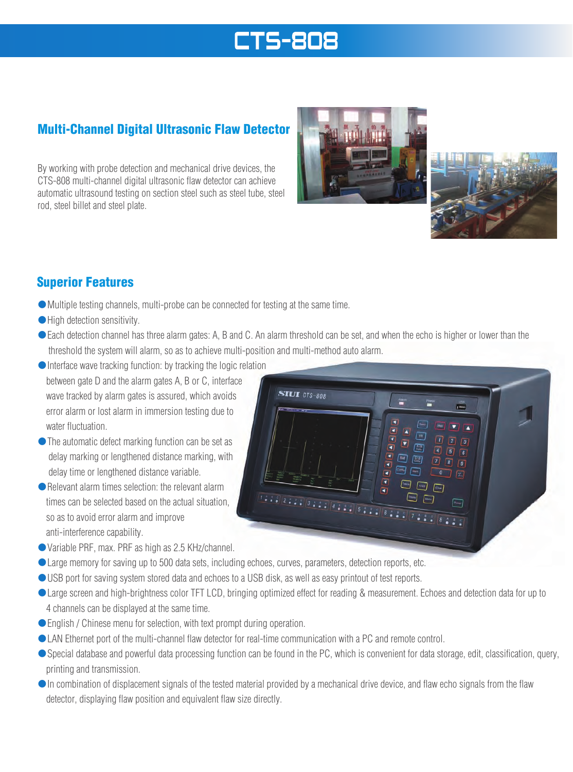# CTS-808

## Multi-Channel Digital Ultrasonic Flaw Detector

By working with probe detection and mechanical drive devices, the CTS-808 multi-channel digital ultrasonic flaw detector can achieve automatic ultrasound testing on section steel such as steel tube, steel rod, steel billet and steel plate.

## Superior Features

- Multiple testing channels, multi-probe can be connected for testing at the same time.
- High detection sensitivity.
- Each detection channel has three alarm gates: A, B and C. An alarm threshold can be set, and when the echo is higher or lower than the threshold the system will alarm, so as to achieve multi-position and multi-method auto alarm.
- Interface wave tracking function: by tracking the logic relation between gate D and the alarm gates A, B or C, interface wave tracked by alarm gates is assured, which avoids error alarm or lost alarm in immersion testing due to water fluctuation.
- The automatic defect marking function can be set as delay marking or lengthened distance marking, with delay time or lengthened distance variable.
- Relevant alarm times selection: the relevant alarm times can be selected based on the actual situation, so as to avoid error alarm and improve anti-interference capability.
- Variable PRF, max. PRF as high as 2.5 KHz/channel.
- Large memory for saving up to 500 data sets, including echoes, curves, parameters, detection reports, etc.
- USB port for saving system stored data and echoes to a USB disk, as well as easy printout of test reports.
- Large screen and high-brightness color TFT LCD, bringing optimized effect for reading & measurement. Echoes and detection data for up to 4 channels can be displayed at the same time.
- English / Chinese menu for selection, with text prompt during operation.
- LAN Ethernet port of the multi-channel flaw detector for real-time communication with a PC and remote control.
- Special database and powerful data processing function can be found in the PC, which is convenient for data storage, edit, classification, query, printing and transmission.
- In combination of displacement signals of the tested material provided by a mechanical drive device, and flaw echo signals from the flaw detector, displaying flaw position and equivalent flaw size directly.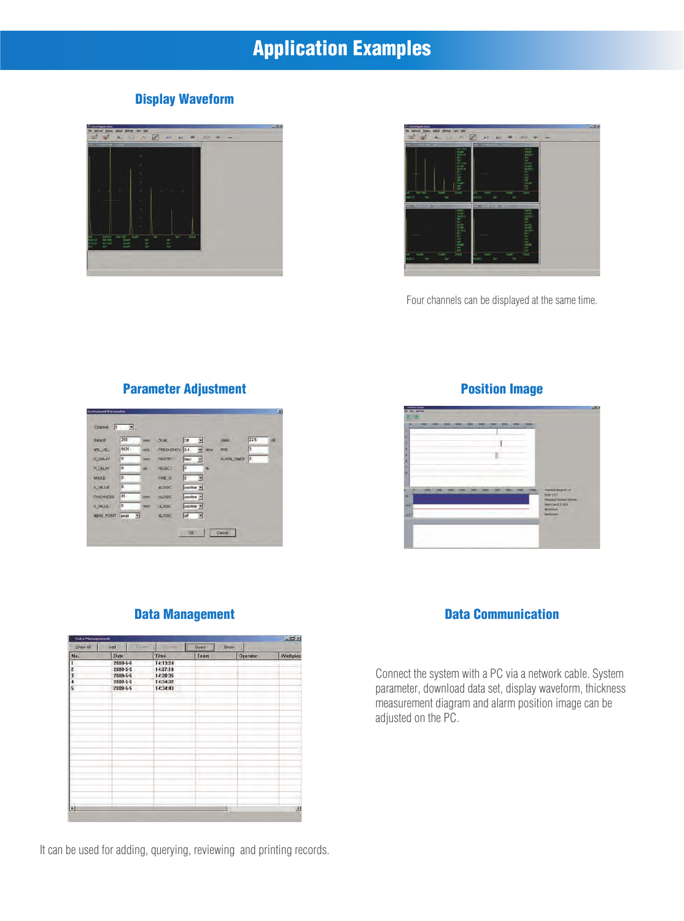# Application Examples

## Display Waveform

Four channels can be displayed at the same time.

## Parameter Adjustment

## Position Image

## Data Management

It can be used for adding, querying, reviewing and printing records.

## Data Communication

Connect the system with a PC via a network cable. System parameter, download data set, display waveform, thickness measurement diagram and alarm position image can be adjusted on the PC.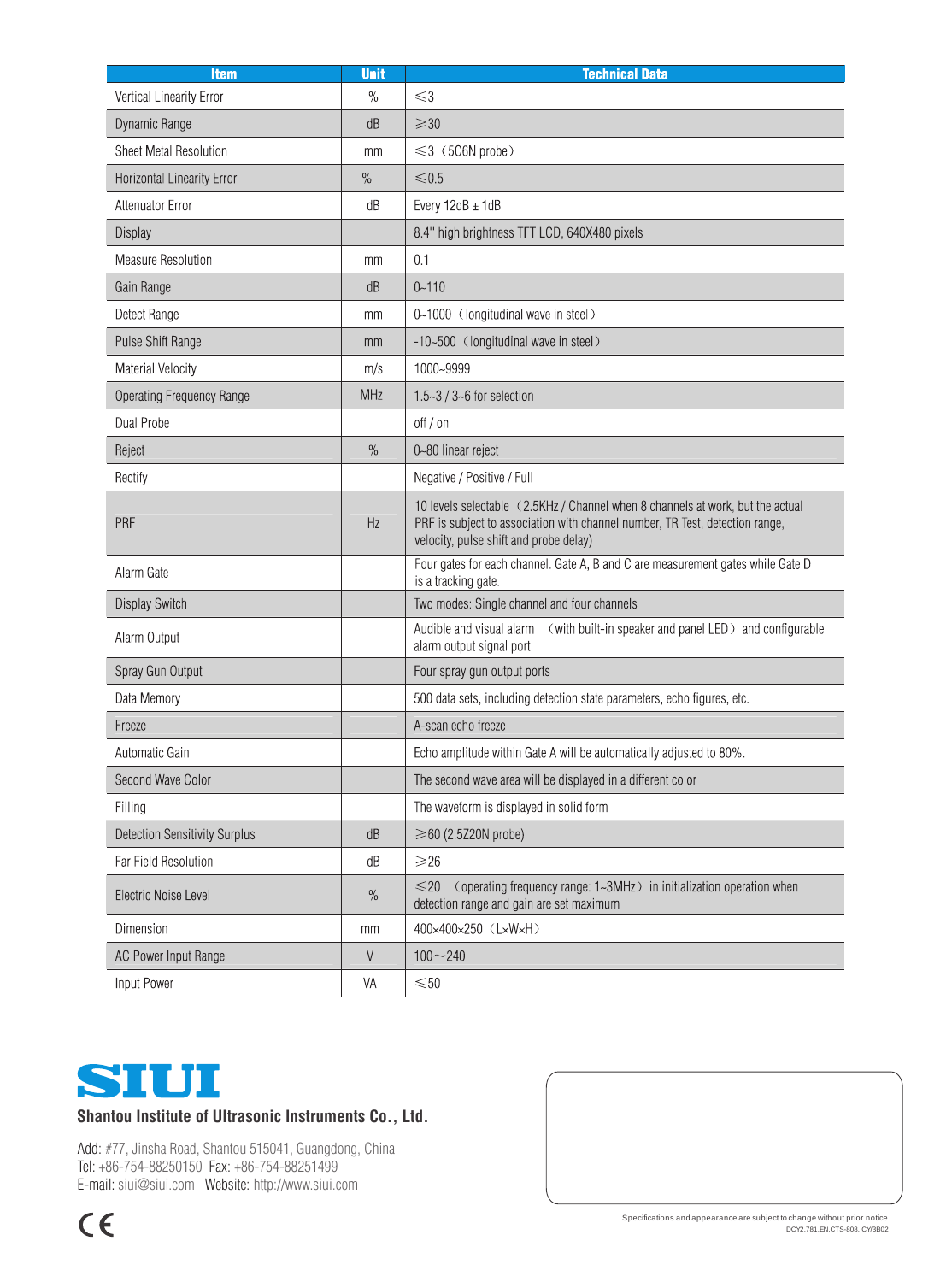| Item | Unit | Technical Data |
|---|---|---|
| Vertical Linearity Error | % | ≤3 |
| Dynamic Range | dB | ≥30 |
| Sheet Metal Resolution | mm | ≤3（5C6N probe） |
| Horizontal Linearity Error | % | ≤0.5 |
| Attenuator Error | dB | Every 12dB ± 1dB |
| Display | | 8.4'' high brightness TFT LCD, 640X480 pixels |
| Measure Resolution | mm | 0.1 |
| Gain Range | dB | 0~110 |
| Detect Range | mm | 0~1000（longitudinal wave in steel） |
| Pulse Shift Range | mm | -10~500（longitudinal wave in steel） |
| Material Velocity | m/s | 1000~9999 |
| Operating Frequency Range | MHz | 1.5~3 / 3~6 for selection |
| Dual Probe | | off / on |
| Reject | % | 0~80 linear reject |
| Rectify | | Negative / Positive / Full |
| PRF | Hz | 10 levels selectable（2.5KHz / Channel when 8 channels at work, but the actual PRF is subject to association with channel number, TR Test, detection range, velocity, pulse shift and probe delay) |
| Alarm Gate | | Four gates for each channel. Gate A, B and C are measurement gates while Gate D is a tracking gate. |
| Display Switch | | Two modes: Single channel and four channels |
| Alarm Output | | Audible and visual alarm （with built-in speaker and panel LED） and configurable alarm output signal port |
| Spray Gun Output | | Four spray gun output ports |
| Data Memory | | 500 data sets, including detection state parameters, echo figures, etc. |
| Freeze | | A-scan echo freeze |
| Automatic Gain | | Echo amplitude within Gate A will be automatically adjusted to 80%. |
| Second Wave Color | | The second wave area will be displayed in a different color |
| Filling | | The waveform is displayed in solid form |
| Detection Sensitivity Surplus | dB | ≥60 (2.5Z20N probe) |
| Far Field Resolution | dB | ≥26 |
| Electric Noise Level | % | ≤20 （operating frequency range: 1~3MHz） in initialization operation when detection range and gain are set maximum |
| Dimension | mm | 400×400×250（L×W×H） |
| AC Power Input Range | V | 100～240 |
| Input Power | VA | ≤50 |

SIUI

**Shantou Institute of Ultrasonic Instruments Co., Ltd.**

Add: #77, Jinsha Road, Shantou 515041, Guangdong, China
Tel: +86-754-88250150 Fax: +86-754-88251499
E-mail: siui@siui.com Website: http://www.siui.com

CE

Specifications and appearance are subject to change without prior notice.
DCY2.781.EN.CTS-808. CY/3B02